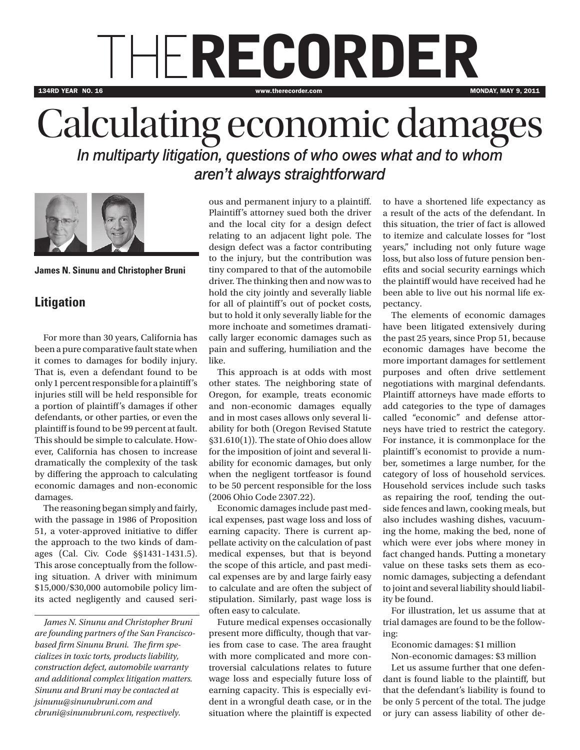# THE RECORDER

134RD YEAR NO. 16 www.therecorder.com MONDAY, MAY 9, 2011

# Calculating economic damages

*In multiparty litigation, questions of who owes what and to whom aren't always straightforward*

**James N. Sinunu and Christopher Bruni**

## Litigation

For more than 30 years, California has been a pure comparative fault state when it comes to damages for bodily injury. That is, even a defendant found to be only 1 percent responsible for a plaintiff's injuries still will be held responsible for a portion of plaintiff's damages if other defendants, or other parties, or even the plaintiff is found to be 99 percent at fault. This should be simple to calculate. However, California has chosen to increase dramatically the complexity of the task by differing the approach to calculating economic damages and non-economic damages.

The reasoning began simply and fairly, with the passage in 1986 of Proposition 51, a voter-approved initiative to differ the approach to the two kinds of damages (Cal. Civ. Code §§1431-1431.5). This arose conceptually from the following situation. A driver with minimum $15,000/$30,000 automobile policy limits acted negligently and caused serious and permanent injury to a plaintiff. Plaintiff's attorney sued both the driver and the local city for a design defect relating to an adjacent light pole. The design defect was a factor contributing to the injury, but the contribution was tiny compared to that of the automobile driver. The thinking then and now was to hold the city jointly and severally liable for all of plaintiff's out of pocket costs, but to hold it only severally liable for the more inchoate and sometimes dramatically larger economic damages such as pain and suffering, humiliation and the like.

This approach is at odds with most other states. The neighboring state of Oregon, for example, treats economic and non-economic damages equally and in most cases allows only several liability for both (Oregon Revised Statute §31.610(1)). The state of Ohio does allow for the imposition of joint and several liability for economic damages, but only when the negligent tortfeasor is found to be 50 percent responsible for the loss (2006 Ohio Code 2307.22).

Economic damages include past medical expenses, past wage loss and loss of earning capacity. There is current appellate activity on the calculation of past medical expenses, but that is beyond the scope of this article, and past medical expenses are by and large fairly easy to calculate and are often the subject of stipulation. Similarly, past wage loss is often easy to calculate.

Future medical expenses occasionally present more difficulty, though that varies from case to case. The area fraught with more complicated and more controversial calculations relates to future wage loss and especially future loss of earning capacity. This is especially evident in a wrongful death case, or in the situation where the plaintiff is expected to have a shortened life expectancy as a result of the acts of the defendant. In this situation, the trier of fact is allowed to itemize and calculate losses for "lost years," including not only future wage loss, but also loss of future pension benefits and social security earnings which the plaintiff would have received had he been able to live out his normal life expectancy.

The elements of economic damages have been litigated extensively during the past 25 years, since Prop 51, because economic damages have become the more important damages for settlement purposes and often drive settlement negotiations with marginal defendants. Plaintiff attorneys have made efforts to add categories to the type of damages called "economic" and defense attorneys have tried to restrict the category. For instance, it is commonplace for the plaintiff's economist to provide a number, sometimes a large number, for the category of loss of household services. Household services include such tasks as repairing the roof, tending the outside fences and lawn, cooking meals, but also includes washing dishes, vacuuming the home, making the bed, none of which were ever jobs where money in fact changed hands. Putting a monetary value on these tasks sets them as economic damages, subjecting a defendant to joint and several liability should liability be found.

For illustration, let us assume that at trial damages are found to be the following:

Economic damages: $1 million

Non-economic damages: $3 million

Let us assume further that one defendant is found liable to the plaintiff, but that the defendant's liability is found to be only 5 percent of the total. The judge or jury can assess liability of other de-

*James N. Sinunu and Christopher Bruni are founding partners of the San Francisco-based firm Sinunu Bruni. The firm specializes in toxic torts, products liability, construction defect, automobile warranty and additional complex litigation matters. Sinunu and Bruni may be contacted at jsinunu@sinunubruni.com and cbruni@sinunubruni.com, respectively.*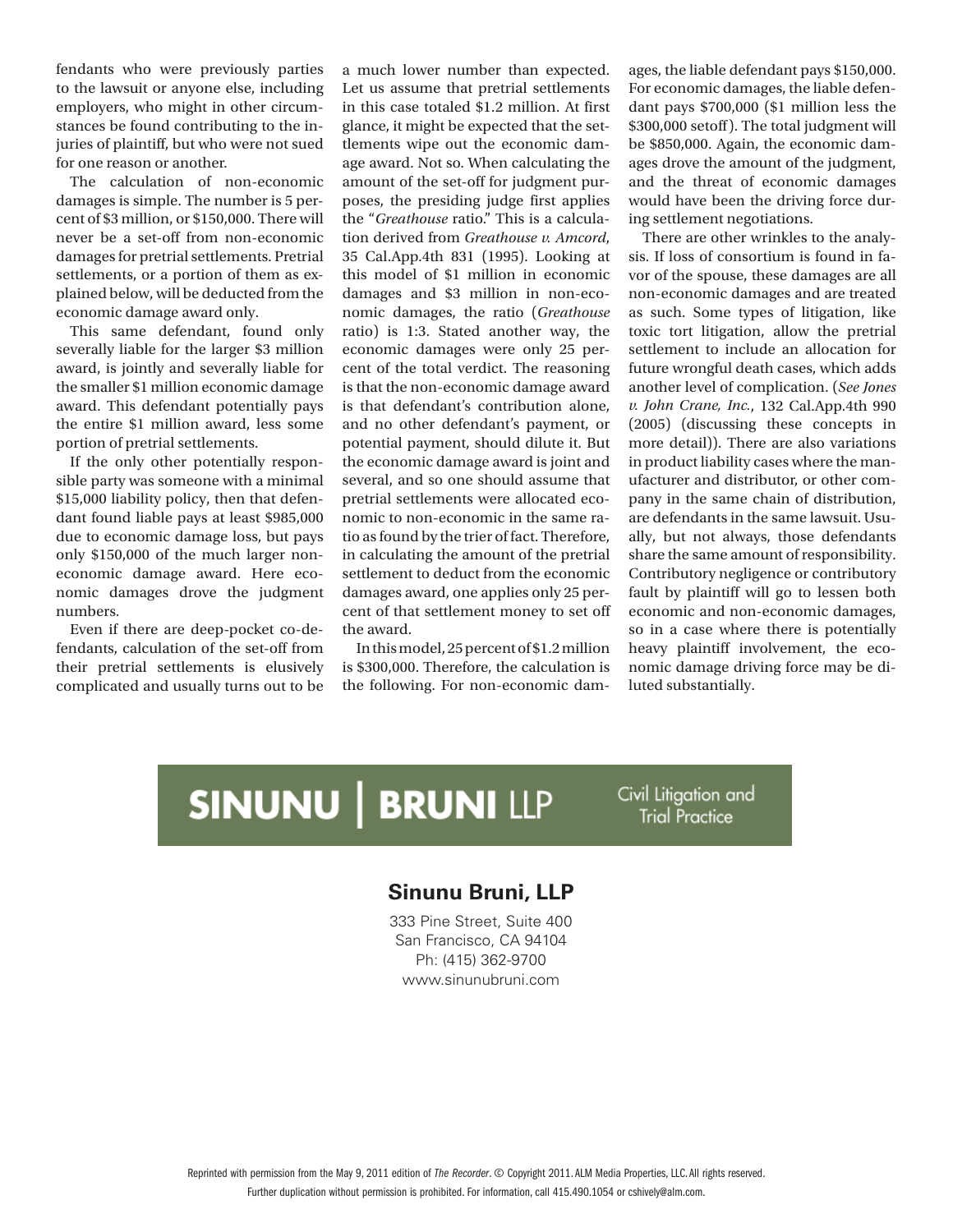fendants who were previously parties to the lawsuit or anyone else, including employers, who might in other circumstances be found contributing to the injuries of plaintiff, but who were not sued for one reason or another.

The calculation of non-economic damages is simple. The number is 5 percent of $3 million, or $150,000. There will never be a set-off from non-economic damages for pretrial settlements. Pretrial settlements, or a portion of them as explained below, will be deducted from the economic damage award only.

This same defendant, found only severally liable for the larger $3 million award, is jointly and severally liable for the smaller $1 million economic damage award. This defendant potentially pays the entire $1 million award, less some portion of pretrial settlements.

If the only other potentially responsible party was someone with a minimal $15,000 liability policy, then that defendant found liable pays at least $985,000 due to economic damage loss, but pays only $150,000 of the much larger non-economic damage award. Here economic damages drove the judgment numbers.

Even if there are deep-pocket co-defendants, calculation of the set-off from their pretrial settlements is elusively complicated and usually turns out to be a much lower number than expected. Let us assume that pretrial settlements in this case totaled $1.2 million. At first glance, it might be expected that the settlements wipe out the economic damage award. Not so. When calculating the amount of the set-off for judgment purposes, the presiding judge first applies the "*Greathouse* ratio." This is a calculation derived from *Greathouse v. Amcord*, 35 Cal.App.4th 831 (1995). Looking at this model of $1 million in economic damages and $3 million in non-economic damages, the ratio (*Greathouse* ratio) is 1:3. Stated another way, the economic damages were only 25 percent of the total verdict. The reasoning is that the non-economic damage award is that defendant's contribution alone, and no other defendant's payment, or potential payment, should dilute it. But the economic damage award is joint and several, and so one should assume that pretrial settlements were allocated economic to non-economic in the same ratio as found by the trier of fact. Therefore, in calculating the amount of the pretrial settlement to deduct from the economic damages award, one applies only 25 percent of that settlement money to set off the award.

In this model, 25 percent of $1.2 million is $300,000. Therefore, the calculation is the following. For non-economic damages, the liable defendant pays $150,000. For economic damages, the liable defendant pays $700,000 ($1 million less the $300,000 setoff). The total judgment will be $850,000. Again, the economic damages drove the amount of the judgment, and the threat of economic damages would have been the driving force during settlement negotiations.

There are other wrinkles to the analysis. If loss of consortium is found in favor of the spouse, these damages are all non-economic damages and are treated as such. Some types of litigation, like toxic tort litigation, allow the pretrial settlement to include an allocation for future wrongful death cases, which adds another level of complication. (*See Jones v. John Crane, Inc.*, 132 Cal.App.4th 990 (2005) (discussing these concepts in more detail)). There are also variations in product liability cases where the manufacturer and distributor, or other company in the same chain of distribution, are defendants in the same lawsuit. Usually, but not always, those defendants share the same amount of responsibility. Contributory negligence or contributory fault by plaintiff will go to lessen both economic and non-economic damages, so in a case where there is potentially heavy plaintiff involvement, the economic damage driving force may be diluted substantially.

**SINUNU | BRUNI LLP** Civil Litigation and Trial Practice

**Sinunu Bruni, LLP**

333 Pine Street, Suite 400
San Francisco, CA 94104
Ph: (415) 362-9700
www.sinunubruni.com

Reprinted with permission from the May 9, 2011 edition of *The Recorder*. © Copyright 2011. ALM Media Properties, LLC. All rights reserved.
Further duplication without permission is prohibited. For information, call 415.490.1054 or cshively@alm.com.